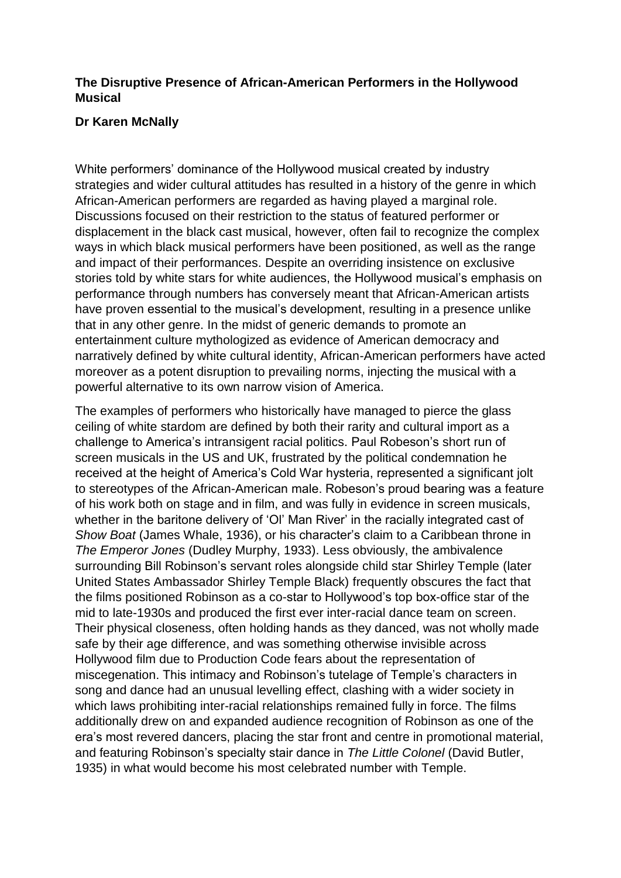**The Disruptive Presence of African-American Performers in the Hollywood Musical**

**Dr Karen McNally**

White performers' dominance of the Hollywood musical created by industry strategies and wider cultural attitudes has resulted in a history of the genre in which African-American performers are regarded as having played a marginal role. Discussions focused on their restriction to the status of featured performer or displacement in the black cast musical, however, often fail to recognize the complex ways in which black musical performers have been positioned, as well as the range and impact of their performances. Despite an overriding insistence on exclusive stories told by white stars for white audiences, the Hollywood musical's emphasis on performance through numbers has conversely meant that African-American artists have proven essential to the musical's development, resulting in a presence unlike that in any other genre. In the midst of generic demands to promote an entertainment culture mythologized as evidence of American democracy and narratively defined by white cultural identity, African-American performers have acted moreover as a potent disruption to prevailing norms, injecting the musical with a powerful alternative to its own narrow vision of America.

The examples of performers who historically have managed to pierce the glass ceiling of white stardom are defined by both their rarity and cultural import as a challenge to America's intransigent racial politics. Paul Robeson's short run of screen musicals in the US and UK, frustrated by the political condemnation he received at the height of America's Cold War hysteria, represented a significant jolt to stereotypes of the African-American male. Robeson's proud bearing was a feature of his work both on stage and in film, and was fully in evidence in screen musicals, whether in the baritone delivery of 'Ol' Man River' in the racially integrated cast of *Show Boat* (James Whale, 1936), or his character's claim to a Caribbean throne in *The Emperor Jones* (Dudley Murphy, 1933). Less obviously, the ambivalence surrounding Bill Robinson's servant roles alongside child star Shirley Temple (later United States Ambassador Shirley Temple Black) frequently obscures the fact that the films positioned Robinson as a co-star to Hollywood's top box-office star of the mid to late-1930s and produced the first ever inter-racial dance team on screen. Their physical closeness, often holding hands as they danced, was not wholly made safe by their age difference, and was something otherwise invisible across Hollywood film due to Production Code fears about the representation of miscegenation. This intimacy and Robinson's tutelage of Temple's characters in song and dance had an unusual levelling effect, clashing with a wider society in which laws prohibiting inter-racial relationships remained fully in force. The films additionally drew on and expanded audience recognition of Robinson as one of the era's most revered dancers, placing the star front and centre in promotional material, and featuring Robinson's specialty stair dance in *The Little Colonel* (David Butler, 1935) in what would become his most celebrated number with Temple.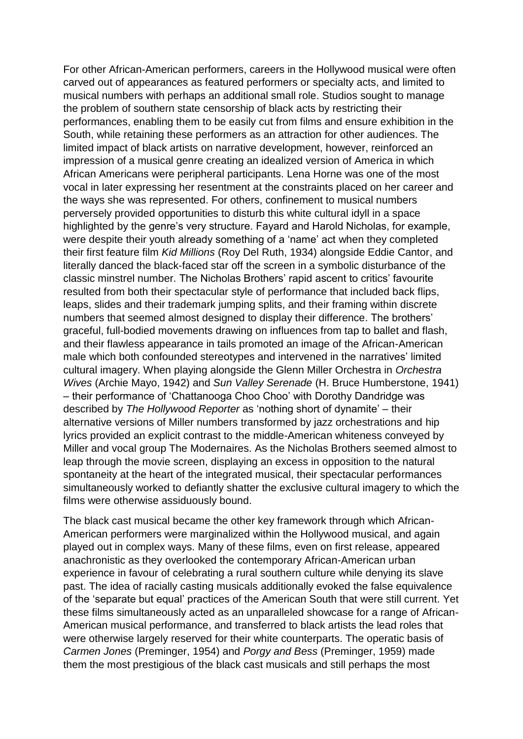For other African-American performers, careers in the Hollywood musical were often carved out of appearances as featured performers or specialty acts, and limited to musical numbers with perhaps an additional small role. Studios sought to manage the problem of southern state censorship of black acts by restricting their performances, enabling them to be easily cut from films and ensure exhibition in the South, while retaining these performers as an attraction for other audiences. The limited impact of black artists on narrative development, however, reinforced an impression of a musical genre creating an idealized version of America in which African Americans were peripheral participants. Lena Horne was one of the most vocal in later expressing her resentment at the constraints placed on her career and the ways she was represented. For others, confinement to musical numbers perversely provided opportunities to disturb this white cultural idyll in a space highlighted by the genre's very structure. Fayard and Harold Nicholas, for example, were despite their youth already something of a 'name' act when they completed their first feature film *Kid Millions* (Roy Del Ruth, 1934) alongside Eddie Cantor, and literally danced the black-faced star off the screen in a symbolic disturbance of the classic minstrel number. The Nicholas Brothers' rapid ascent to critics' favourite resulted from both their spectacular style of performance that included back flips, leaps, slides and their trademark jumping splits, and their framing within discrete numbers that seemed almost designed to display their difference. The brothers' graceful, full-bodied movements drawing on influences from tap to ballet and flash, and their flawless appearance in tails promoted an image of the African-American male which both confounded stereotypes and intervened in the narratives' limited cultural imagery. When playing alongside the Glenn Miller Orchestra in *Orchestra Wives* (Archie Mayo, 1942) and *Sun Valley Serenade* (H. Bruce Humberstone, 1941) – their performance of 'Chattanooga Choo Choo' with Dorothy Dandridge was described by *The Hollywood Reporter* as 'nothing short of dynamite' – their alternative versions of Miller numbers transformed by jazz orchestrations and hip lyrics provided an explicit contrast to the middle-American whiteness conveyed by Miller and vocal group The Modernaires. As the Nicholas Brothers seemed almost to leap through the movie screen, displaying an excess in opposition to the natural spontaneity at the heart of the integrated musical, their spectacular performances simultaneously worked to defiantly shatter the exclusive cultural imagery to which the films were otherwise assiduously bound.

The black cast musical became the other key framework through which African-American performers were marginalized within the Hollywood musical, and again played out in complex ways. Many of these films, even on first release, appeared anachronistic as they overlooked the contemporary African-American urban experience in favour of celebrating a rural southern culture while denying its slave past. The idea of racially casting musicals additionally evoked the false equivalence of the 'separate but equal' practices of the American South that were still current. Yet these films simultaneously acted as an unparalleled showcase for a range of African-American musical performance, and transferred to black artists the lead roles that were otherwise largely reserved for their white counterparts. The operatic basis of *Carmen Jones* (Preminger, 1954) and *Porgy and Bess* (Preminger, 1959) made them the most prestigious of the black cast musicals and still perhaps the most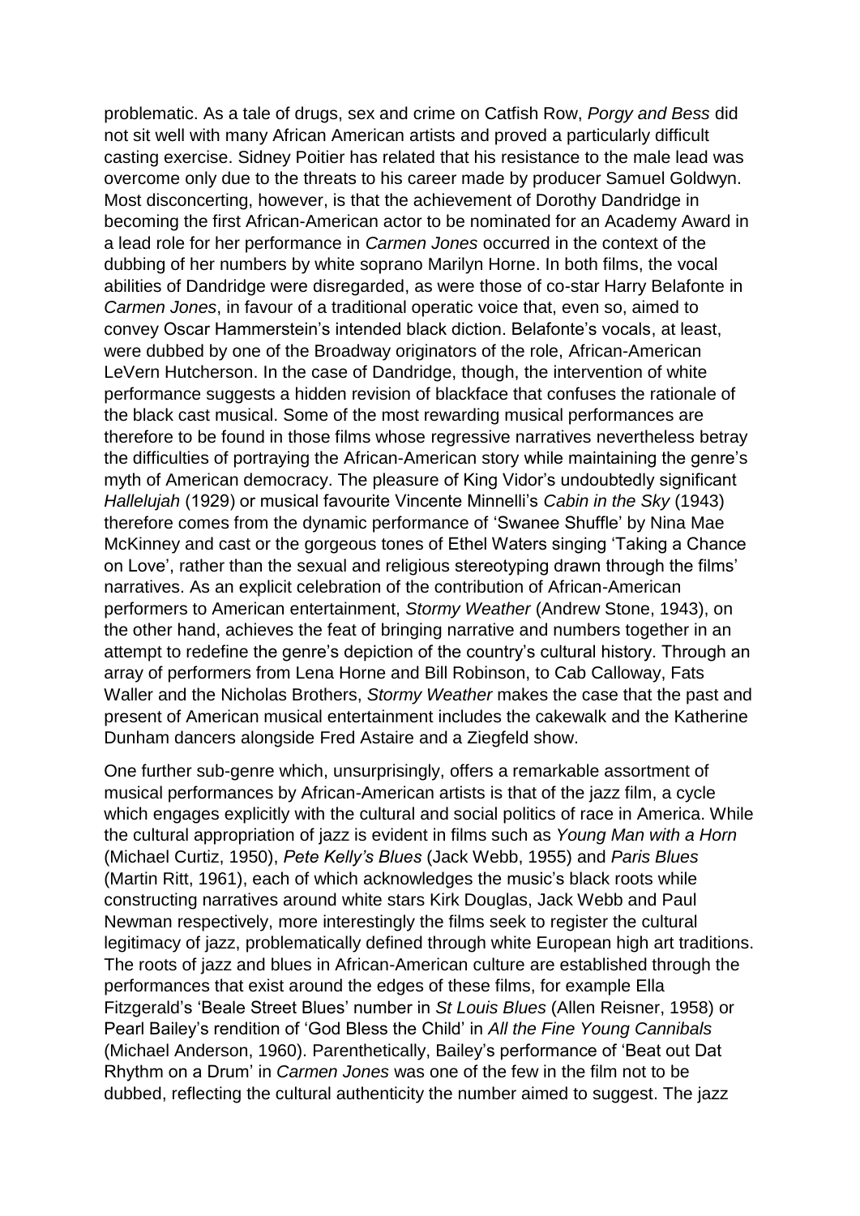problematic. As a tale of drugs, sex and crime on Catfish Row, *Porgy and Bess* did not sit well with many African American artists and proved a particularly difficult casting exercise. Sidney Poitier has related that his resistance to the male lead was overcome only due to the threats to his career made by producer Samuel Goldwyn. Most disconcerting, however, is that the achievement of Dorothy Dandridge in becoming the first African-American actor to be nominated for an Academy Award in a lead role for her performance in *Carmen Jones* occurred in the context of the dubbing of her numbers by white soprano Marilyn Horne. In both films, the vocal abilities of Dandridge were disregarded, as were those of co-star Harry Belafonte in *Carmen Jones*, in favour of a traditional operatic voice that, even so, aimed to convey Oscar Hammerstein's intended black diction. Belafonte's vocals, at least, were dubbed by one of the Broadway originators of the role, African-American LeVern Hutcherson. In the case of Dandridge, though, the intervention of white performance suggests a hidden revision of blackface that confuses the rationale of the black cast musical. Some of the most rewarding musical performances are therefore to be found in those films whose regressive narratives nevertheless betray the difficulties of portraying the African-American story while maintaining the genre's myth of American democracy. The pleasure of King Vidor's undoubtedly significant *Hallelujah* (1929) or musical favourite Vincente Minnelli's *Cabin in the Sky* (1943) therefore comes from the dynamic performance of 'Swanee Shuffle' by Nina Mae McKinney and cast or the gorgeous tones of Ethel Waters singing 'Taking a Chance on Love', rather than the sexual and religious stereotyping drawn through the films' narratives. As an explicit celebration of the contribution of African-American performers to American entertainment, *Stormy Weather* (Andrew Stone, 1943), on the other hand, achieves the feat of bringing narrative and numbers together in an attempt to redefine the genre's depiction of the country's cultural history. Through an array of performers from Lena Horne and Bill Robinson, to Cab Calloway, Fats Waller and the Nicholas Brothers, *Stormy Weather* makes the case that the past and present of American musical entertainment includes the cakewalk and the Katherine Dunham dancers alongside Fred Astaire and a Ziegfeld show.

One further sub-genre which, unsurprisingly, offers a remarkable assortment of musical performances by African-American artists is that of the jazz film, a cycle which engages explicitly with the cultural and social politics of race in America. While the cultural appropriation of jazz is evident in films such as *Young Man with a Horn* (Michael Curtiz, 1950), *Pete Kelly's Blues* (Jack Webb, 1955) and *Paris Blues* (Martin Ritt, 1961), each of which acknowledges the music's black roots while constructing narratives around white stars Kirk Douglas, Jack Webb and Paul Newman respectively, more interestingly the films seek to register the cultural legitimacy of jazz, problematically defined through white European high art traditions. The roots of jazz and blues in African-American culture are established through the performances that exist around the edges of these films, for example Ella Fitzgerald's 'Beale Street Blues' number in *St Louis Blues* (Allen Reisner, 1958) or Pearl Bailey's rendition of 'God Bless the Child' in *All the Fine Young Cannibals* (Michael Anderson, 1960). Parenthetically, Bailey's performance of 'Beat out Dat Rhythm on a Drum' in *Carmen Jones* was one of the few in the film not to be dubbed, reflecting the cultural authenticity the number aimed to suggest. The jazz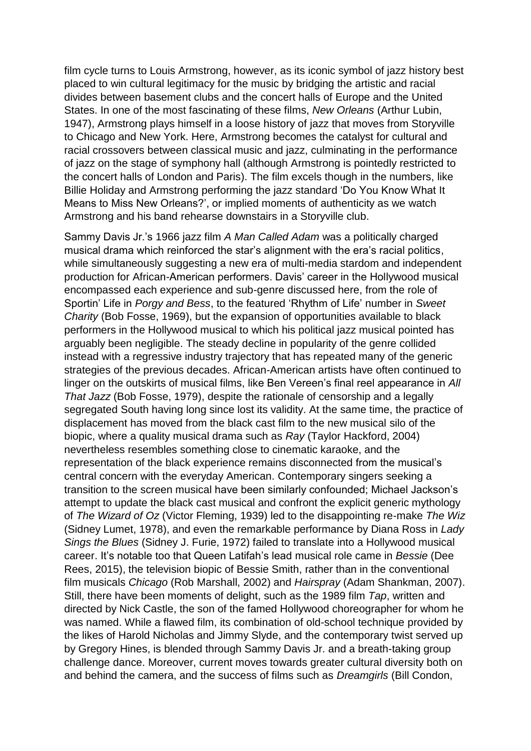film cycle turns to Louis Armstrong, however, as its iconic symbol of jazz history best placed to win cultural legitimacy for the music by bridging the artistic and racial divides between basement clubs and the concert halls of Europe and the United States. In one of the most fascinating of these films, *New Orleans* (Arthur Lubin, 1947), Armstrong plays himself in a loose history of jazz that moves from Storyville to Chicago and New York. Here, Armstrong becomes the catalyst for cultural and racial crossovers between classical music and jazz, culminating in the performance of jazz on the stage of symphony hall (although Armstrong is pointedly restricted to the concert halls of London and Paris). The film excels though in the numbers, like Billie Holiday and Armstrong performing the jazz standard 'Do You Know What It Means to Miss New Orleans?', or implied moments of authenticity as we watch Armstrong and his band rehearse downstairs in a Storyville club.

Sammy Davis Jr.'s 1966 jazz film *A Man Called Adam* was a politically charged musical drama which reinforced the star's alignment with the era's racial politics, while simultaneously suggesting a new era of multi-media stardom and independent production for African-American performers. Davis' career in the Hollywood musical encompassed each experience and sub-genre discussed here, from the role of Sportin' Life in *Porgy and Bess*, to the featured 'Rhythm of Life' number in *Sweet Charity* (Bob Fosse, 1969), but the expansion of opportunities available to black performers in the Hollywood musical to which his political jazz musical pointed has arguably been negligible. The steady decline in popularity of the genre collided instead with a regressive industry trajectory that has repeated many of the generic strategies of the previous decades. African-American artists have often continued to linger on the outskirts of musical films, like Ben Vereen's final reel appearance in *All That Jazz* (Bob Fosse, 1979), despite the rationale of censorship and a legally segregated South having long since lost its validity. At the same time, the practice of displacement has moved from the black cast film to the new musical silo of the biopic, where a quality musical drama such as *Ray* (Taylor Hackford, 2004) nevertheless resembles something close to cinematic karaoke, and the representation of the black experience remains disconnected from the musical's central concern with the everyday American. Contemporary singers seeking a transition to the screen musical have been similarly confounded; Michael Jackson's attempt to update the black cast musical and confront the explicit generic mythology of *The Wizard of Oz* (Victor Fleming, 1939) led to the disappointing re-make *The Wiz* (Sidney Lumet, 1978), and even the remarkable performance by Diana Ross in *Lady Sings the Blues* (Sidney J. Furie, 1972) failed to translate into a Hollywood musical career. It's notable too that Queen Latifah's lead musical role came in *Bessie* (Dee Rees, 2015), the television biopic of Bessie Smith, rather than in the conventional film musicals *Chicago* (Rob Marshall, 2002) and *Hairspray* (Adam Shankman, 2007). Still, there have been moments of delight, such as the 1989 film *Tap*, written and directed by Nick Castle, the son of the famed Hollywood choreographer for whom he was named. While a flawed film, its combination of old-school technique provided by the likes of Harold Nicholas and Jimmy Slyde, and the contemporary twist served up by Gregory Hines, is blended through Sammy Davis Jr. and a breath-taking group challenge dance. Moreover, current moves towards greater cultural diversity both on and behind the camera, and the success of films such as *Dreamgirls* (Bill Condon,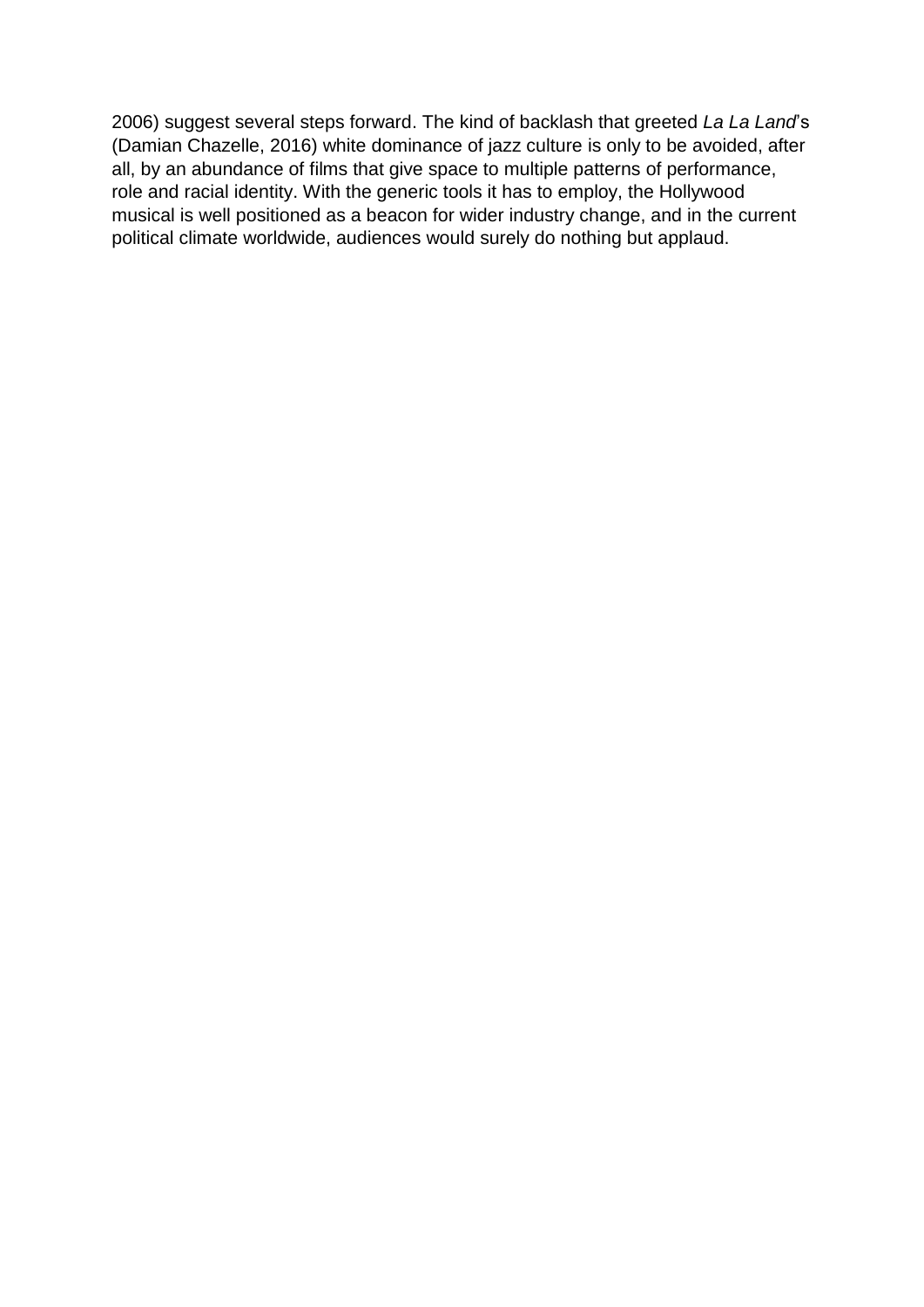2006) suggest several steps forward. The kind of backlash that greeted *La La Land*'s (Damian Chazelle, 2016) white dominance of jazz culture is only to be avoided, after all, by an abundance of films that give space to multiple patterns of performance, role and racial identity. With the generic tools it has to employ, the Hollywood musical is well positioned as a beacon for wider industry change, and in the current political climate worldwide, audiences would surely do nothing but applaud.